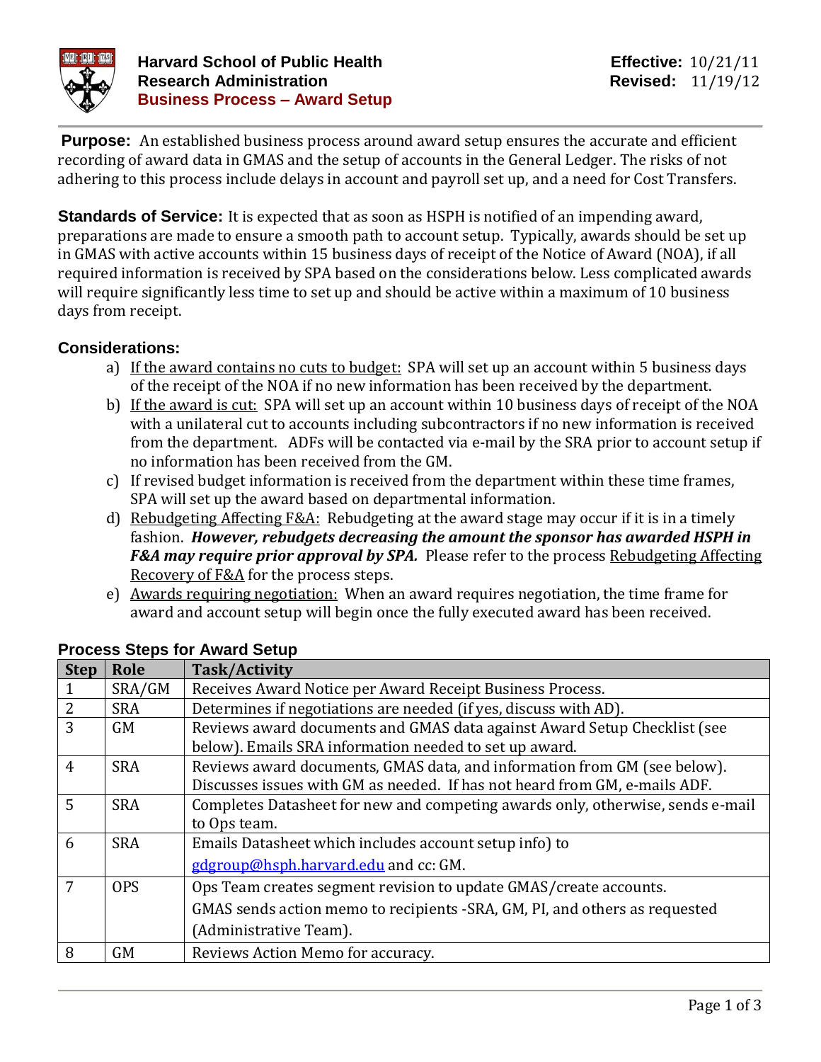# Harvard School of Public Health
## Research Administration
## Business Process – Award Setup

**Effective:** 10/21/11
**Revised:** 11/19/12

**Purpose:** An established business process around award setup ensures the accurate and efficient recording of award data in GMAS and the setup of accounts in the General Ledger. The risks of not adhering to this process include delays in account and payroll set up, and a need for Cost Transfers.

**Standards of Service:** It is expected that as soon as HSPH is notified of an impending award, preparations are made to ensure a smooth path to account setup. Typically, awards should be set up in GMAS with active accounts within 15 business days of receipt of the Notice of Award (NOA), if all required information is received by SPA based on the considerations below. Less complicated awards will require significantly less time to set up and should be active within a maximum of 10 business days from receipt.

### Considerations:

a) If the award contains no cuts to budget: SPA will set up an account within 5 business days of the receipt of the NOA if no new information has been received by the department.
b) If the award is cut: SPA will set up an account within 10 business days of receipt of the NOA with a unilateral cut to accounts including subcontractors if no new information is received from the department. ADFs will be contacted via e-mail by the SRA prior to account setup if no information has been received from the GM.
c) If revised budget information is received from the department within these time frames, SPA will set up the award based on departmental information.
d) Rebudgeting Affecting F&A: Rebudgeting at the award stage may occur if it is in a timely fashion. ***However, rebudgets decreasing the amount the sponsor has awarded HSPH in F&A may require prior approval by SPA.*** Please refer to the process Rebudgeting Affecting Recovery of F&A for the process steps.
e) Awards requiring negotiation: When an award requires negotiation, the time frame for award and account setup will begin once the fully executed award has been received.

### Process Steps for Award Setup

| Step | Role | Task/Activity |
|---|---|---|
| 1 | SRA/GM | Receives Award Notice per Award Receipt Business Process. |
| 2 | SRA | Determines if negotiations are needed (if yes, discuss with AD). |
| 3 | GM | Reviews award documents and GMAS data against Award Setup Checklist (see below). Emails SRA information needed to set up award. |
| 4 | SRA | Reviews award documents, GMAS data, and information from GM (see below). Discusses issues with GM as needed. If has not heard from GM, e-mails ADF. |
| 5 | SRA | Completes Datasheet for new and competing awards only, otherwise, sends e-mail to Ops team. |
| 6 | SRA | Emails Datasheet which includes account setup info) to gdgroup@hsph.harvard.edu and cc: GM. |
| 7 | OPS | Ops Team creates segment revision to update GMAS/create accounts. GMAS sends action memo to recipients -SRA, GM, PI, and others as requested (Administrative Team). |
| 8 | GM | Reviews Action Memo for accuracy. |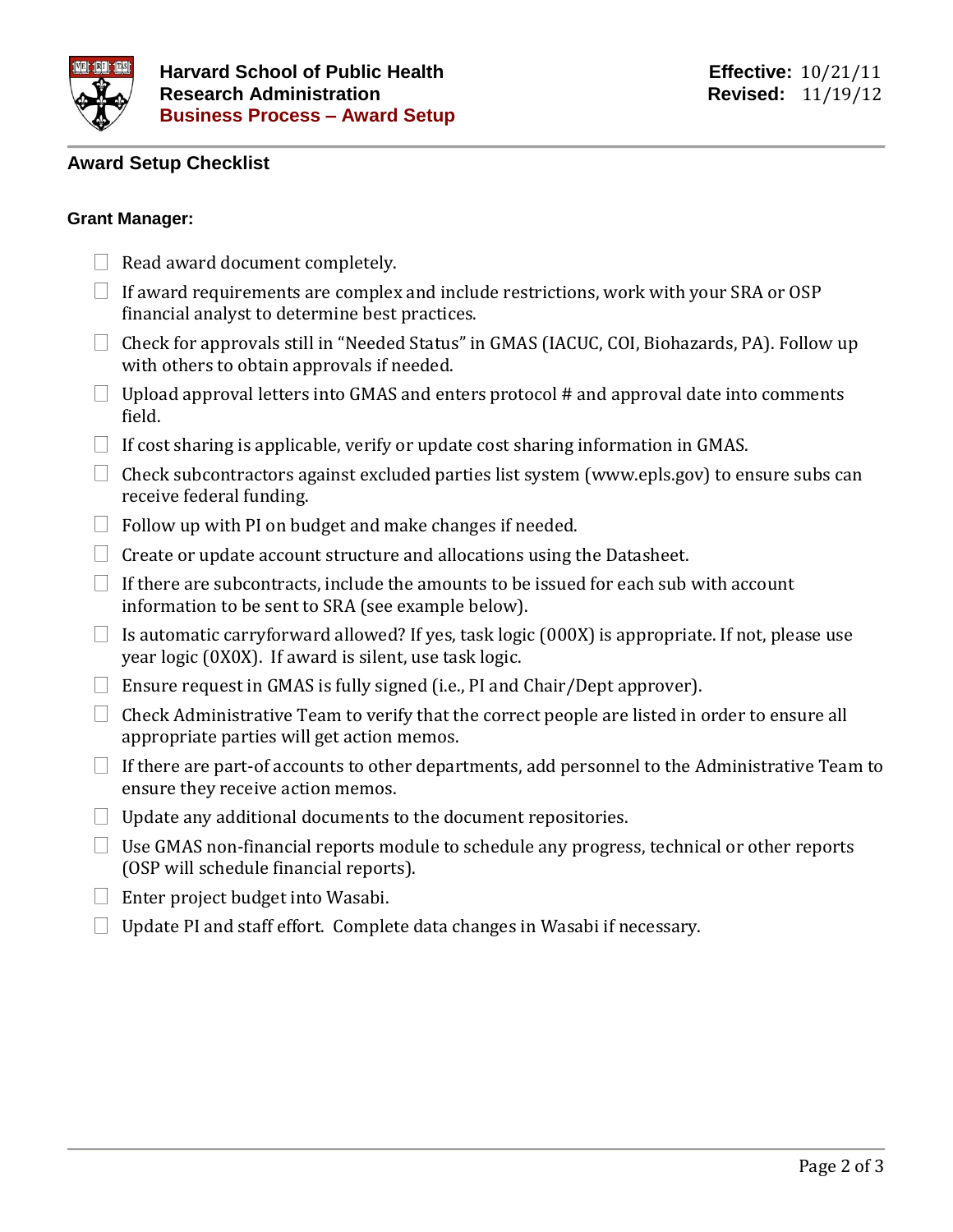## Award Setup Checklist

### Grant Manager:

- [ ] Read award document completely.
- [ ] If award requirements are complex and include restrictions, work with your SRA or OSP financial analyst to determine best practices.
- [ ] Check for approvals still in "Needed Status" in GMAS (IACUC, COI, Biohazards, PA). Follow up with others to obtain approvals if needed.
- [ ] Upload approval letters into GMAS and enters protocol # and approval date into comments field.
- [ ] If cost sharing is applicable, verify or update cost sharing information in GMAS.
- [ ] Check subcontractors against excluded parties list system (www.epls.gov) to ensure subs can receive federal funding.
- [ ] Follow up with PI on budget and make changes if needed.
- [ ] Create or update account structure and allocations using the Datasheet.
- [ ] If there are subcontracts, include the amounts to be issued for each sub with account information to be sent to SRA (see example below).
- [ ] Is automatic carryforward allowed? If yes, task logic (000X) is appropriate. If not, please use year logic (0X0X). If award is silent, use task logic.
- [ ] Ensure request in GMAS is fully signed (i.e., PI and Chair/Dept approver).
- [ ] Check Administrative Team to verify that the correct people are listed in order to ensure all appropriate parties will get action memos.
- [ ] If there are part-of accounts to other departments, add personnel to the Administrative Team to ensure they receive action memos.
- [ ] Update any additional documents to the document repositories.
- [ ] Use GMAS non-financial reports module to schedule any progress, technical or other reports (OSP will schedule financial reports).
- [ ] Enter project budget into Wasabi.
- [ ] Update PI and staff effort. Complete data changes in Wasabi if necessary.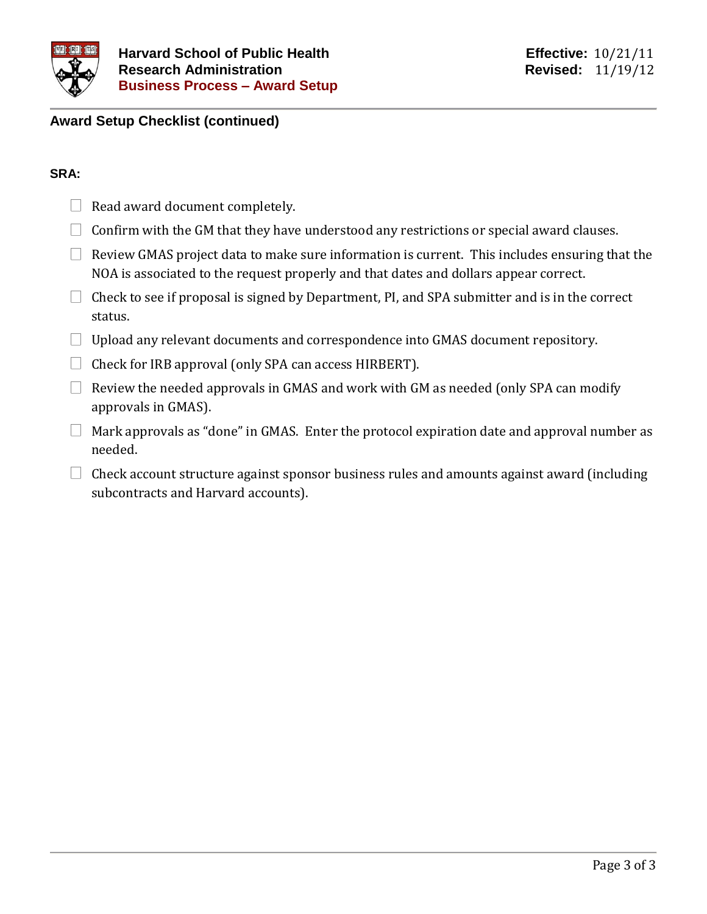## Award Setup Checklist (continued)

**SRA:**

- ☐ Read award document completely.
- ☐ Confirm with the GM that they have understood any restrictions or special award clauses.
- ☐ Review GMAS project data to make sure information is current. This includes ensuring that the NOA is associated to the request properly and that dates and dollars appear correct.
- ☐ Check to see if proposal is signed by Department, PI, and SPA submitter and is in the correct status.
- ☐ Upload any relevant documents and correspondence into GMAS document repository.
- ☐ Check for IRB approval (only SPA can access HIRBERT).
- ☐ Review the needed approvals in GMAS and work with GM as needed (only SPA can modify approvals in GMAS).
- ☐ Mark approvals as "done" in GMAS. Enter the protocol expiration date and approval number as needed.
- ☐ Check account structure against sponsor business rules and amounts against award (including subcontracts and Harvard accounts).